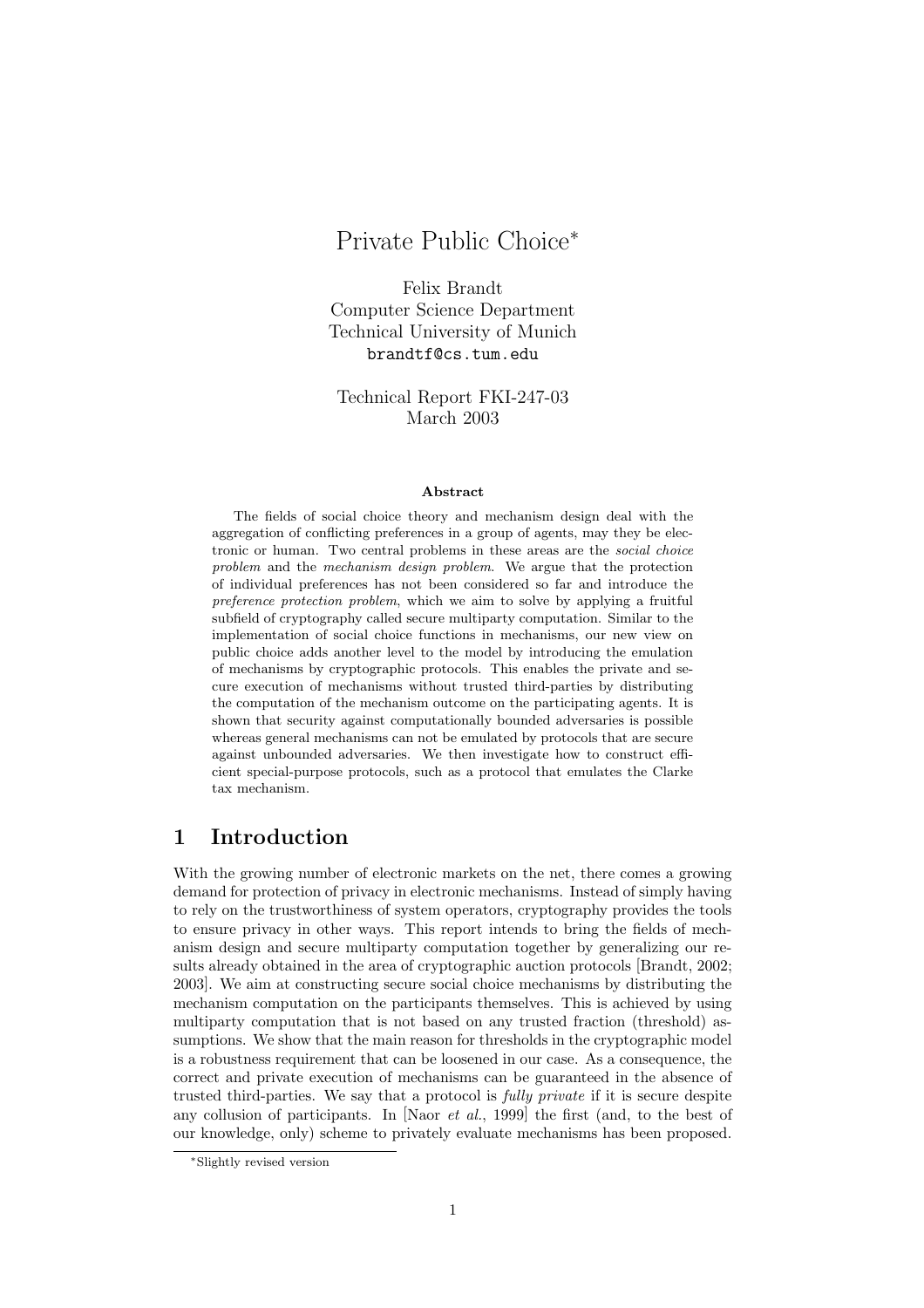# Private Public Choice*

Felix Brandt  
Computer Science Department  
Technical University of Munich  
brandtf@cs.tum.edu

Technical Report FKI-247-03  
March 2003

**Abstract**

The fields of social choice theory and mechanism design deal with the aggregation of conflicting preferences in a group of agents, may they be electronic or human. Two central problems in these areas are the *social choice problem* and the *mechanism design problem*. We argue that the protection of individual preferences has not been considered so far and introduce the *preference protection problem*, which we aim to solve by applying a fruitful subfield of cryptography called secure multiparty computation. Similar to the implementation of social choice functions in mechanisms, our new view on public choice adds another level to the model by introducing the emulation of mechanisms by cryptographic protocols. This enables the private and secure execution of mechanisms without trusted third-parties by distributing the computation of the mechanism outcome on the participating agents. It is shown that security against computationally bounded adversaries is possible whereas general mechanisms can not be emulated by protocols that are secure against unbounded adversaries. We then investigate how to construct efficient special-purpose protocols, such as a protocol that emulates the Clarke tax mechanism.

## 1 Introduction

With the growing number of electronic markets on the net, there comes a growing demand for protection of privacy in electronic mechanisms. Instead of simply having to rely on the trustworthiness of system operators, cryptography provides the tools to ensure privacy in other ways. This report intends to bring the fields of mechanism design and secure multiparty computation together by generalizing our results already obtained in the area of cryptographic auction protocols [Brandt, 2002; 2003]. We aim at constructing secure social choice mechanisms by distributing the mechanism computation on the participants themselves. This is achieved by using multiparty computation that is not based on any trusted fraction (threshold) assumptions. We show that the main reason for thresholds in the cryptographic model is a robustness requirement that can be loosened in our case. As a consequence, the correct and private execution of mechanisms can be guaranteed in the absence of trusted third-parties. We say that a protocol is *fully private* if it is secure despite any collusion of participants. In [Naor *et al.*, 1999] the first (and, to the best of our knowledge, only) scheme to privately evaluate mechanisms has been proposed.

*Slightly revised version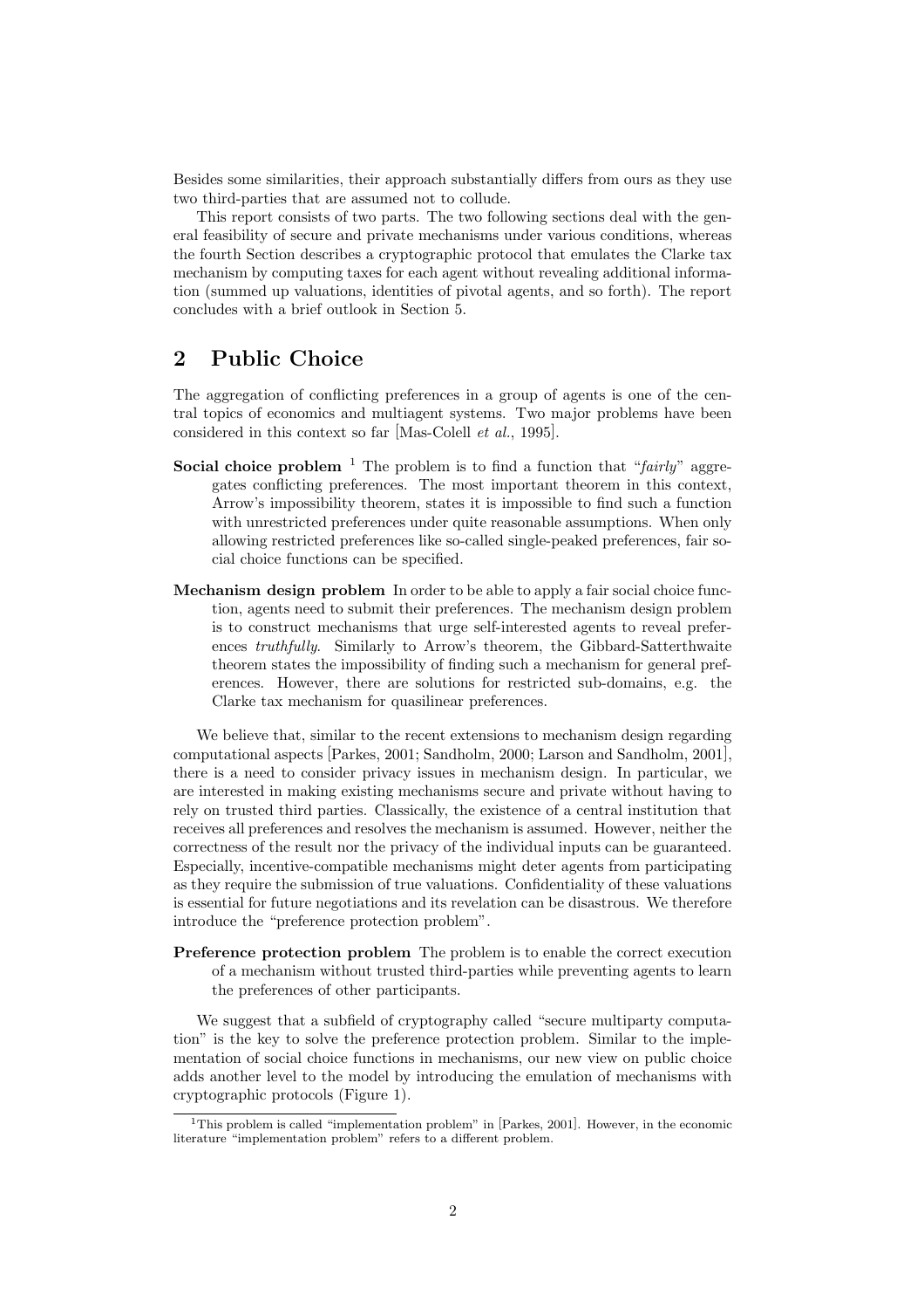Besides some similarities, their approach substantially differs from ours as they use two third-parties that are assumed not to collude.

This report consists of two parts. The two following sections deal with the general feasibility of secure and private mechanisms under various conditions, whereas the fourth Section describes a cryptographic protocol that emulates the Clarke tax mechanism by computing taxes for each agent without revealing additional information (summed up valuations, identities of pivotal agents, and so forth). The report concludes with a brief outlook in Section 5.

## 2 Public Choice

The aggregation of conflicting preferences in a group of agents is one of the central topics of economics and multiagent systems. Two major problems have been considered in this context so far [Mas-Colell *et al.*, 1995].

**Social choice problem** [1] The problem is to find a function that "*fairly*" aggregates conflicting preferences. The most important theorem in this context, Arrow's impossibility theorem, states it is impossible to find such a function with unrestricted preferences under quite reasonable assumptions. When only allowing restricted preferences like so-called single-peaked preferences, fair social choice functions can be specified.

**Mechanism design problem** In order to be able to apply a fair social choice function, agents need to submit their preferences. The mechanism design problem is to construct mechanisms that urge self-interested agents to reveal preferences *truthfully*. Similarly to Arrow's theorem, the Gibbard-Satterthwaite theorem states the impossibility of finding such a mechanism for general preferences. However, there are solutions for restricted sub-domains, e.g. the Clarke tax mechanism for quasilinear preferences.

We believe that, similar to the recent extensions to mechanism design regarding computational aspects [Parkes, 2001; Sandholm, 2000; Larson and Sandholm, 2001], there is a need to consider privacy issues in mechanism design. In particular, we are interested in making existing mechanisms secure and private without having to rely on trusted third parties. Classically, the existence of a central institution that receives all preferences and resolves the mechanism is assumed. However, neither the correctness of the result nor the privacy of the individual inputs can be guaranteed. Especially, incentive-compatible mechanisms might deter agents from participating as they require the submission of true valuations. Confidentiality of these valuations is essential for future negotiations and its revelation can be disastrous. We therefore introduce the "preference protection problem".

**Preference protection problem** The problem is to enable the correct execution of a mechanism without trusted third-parties while preventing agents to learn the preferences of other participants.

We suggest that a subfield of cryptography called "secure multiparty computation" is the key to solve the preference protection problem. Similar to the implementation of social choice functions in mechanisms, our new view on public choice adds another level to the model by introducing the emulation of mechanisms with cryptographic protocols (Figure 1).

[1] This problem is called "implementation problem" in [Parkes, 2001]. However, in the economic literature "implementation problem" refers to a different problem.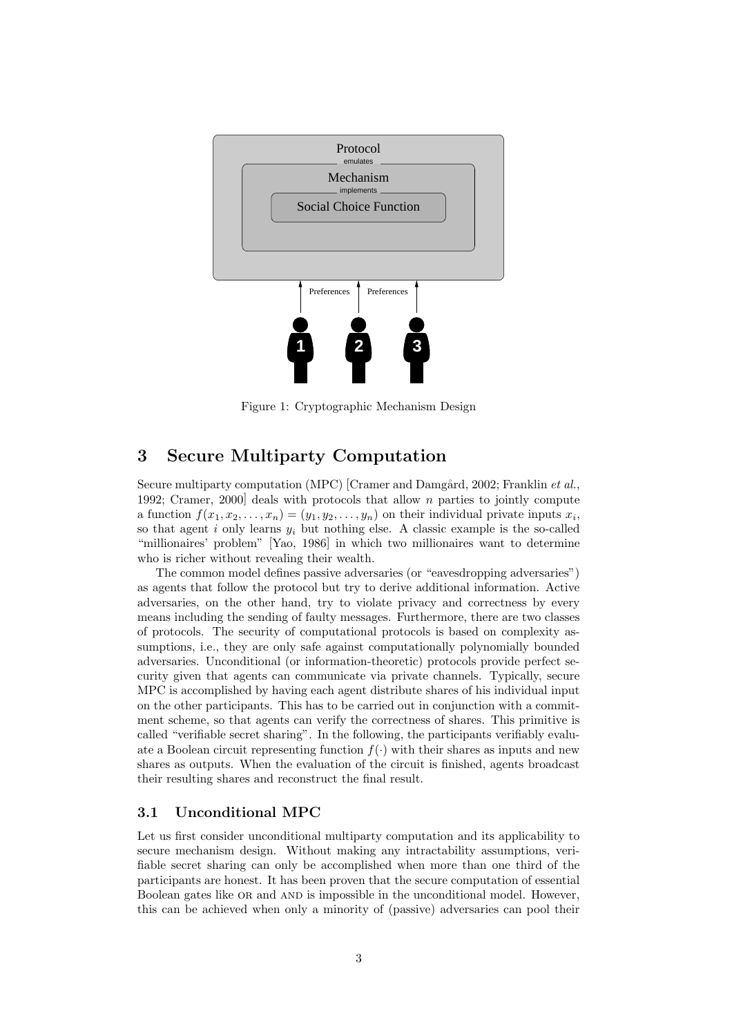Figure 1: Cryptographic Mechanism Design

## 3 Secure Multiparty Computation

Secure multiparty computation (MPC) [Cramer and Damgård, 2002; Franklin *et al.*, 1992; Cramer, 2000] deals with protocols that allow $n$ parties to jointly compute a function $f(x_1, x_2, \ldots, x_n) = (y_1, y_2, \ldots, y_n)$ on their individual private inputs $x_i$, so that agent $i$ only learns $y_i$ but nothing else. A classic example is the so-called "millionaires' problem" [Yao, 1986] in which two millionaires want to determine who is richer without revealing their wealth.

The common model defines passive adversaries (or "eavesdropping adversaries") as agents that follow the protocol but try to derive additional information. Active adversaries, on the other hand, try to violate privacy and correctness by every means including the sending of faulty messages. Furthermore, there are two classes of protocols. The security of computational protocols is based on complexity assumptions, i.e., they are only safe against computationally polynomially bounded adversaries. Unconditional (or information-theoretic) protocols provide perfect security given that agents can communicate via private channels. Typically, secure MPC is accomplished by having each agent distribute shares of his individual input on the other participants. This has to be carried out in conjunction with a commitment scheme, so that agents can verify the correctness of shares. This primitive is called "verifiable secret sharing". In the following, the participants verifiably evaluate a Boolean circuit representing function $f(\cdot)$ with their shares as inputs and new shares as outputs. When the evaluation of the circuit is finished, agents broadcast their resulting shares and reconstruct the final result.

### 3.1 Unconditional MPC

Let us first consider unconditional multiparty computation and its applicability to secure mechanism design. Without making any intractability assumptions, verifiable secret sharing can only be accomplished when more than one third of the participants are honest. It has been proven that the secure computation of essential Boolean gates like OR and AND is impossible in the unconditional model. However, this can be achieved when only a minority of (passive) adversaries can pool their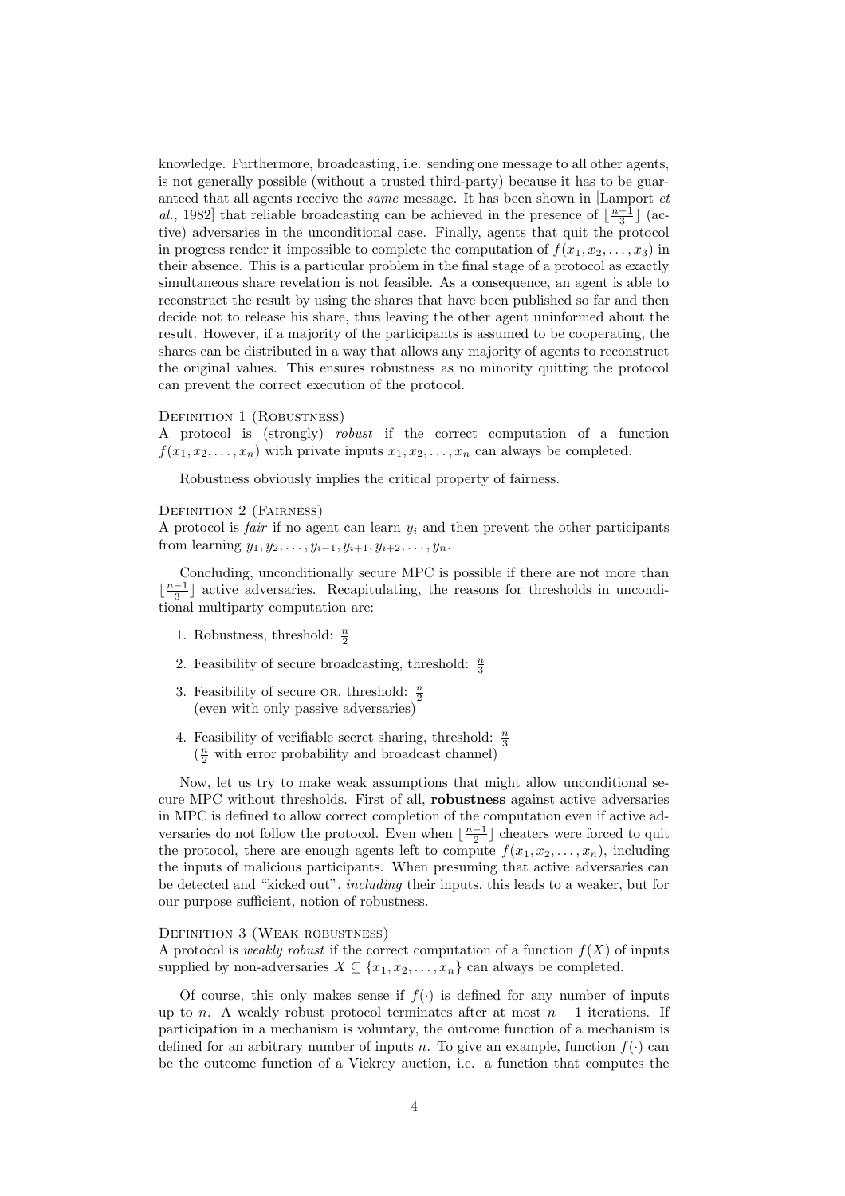knowledge. Furthermore, broadcasting, i.e. sending one message to all other agents, is not generally possible (without a trusted third-party) because it has to be guaranteed that all agents receive the *same* message. It has been shown in [Lamport *et al.*, 1982] that reliable broadcasting can be achieved in the presence of $\lfloor \frac{n-1}{3} \rfloor$ (active) adversaries in the unconditional case. Finally, agents that quit the protocol in progress render it impossible to complete the computation of $f(x_1, x_2, \ldots, x_3)$ in their absence. This is a particular problem in the final stage of a protocol as exactly simultaneous share revelation is not feasible. As a consequence, an agent is able to reconstruct the result by using the shares that have been published so far and then decide not to release his share, thus leaving the other agent uninformed about the result. However, if a majority of the participants is assumed to be cooperating, the shares can be distributed in a way that allows any majority of agents to reconstruct the original values. This ensures robustness as no minority quitting the protocol can prevent the correct execution of the protocol.

Definition 1 (Robustness)
A protocol is (strongly) *robust* if the correct computation of a function $f(x_1, x_2, \ldots, x_n)$ with private inputs $x_1, x_2, \ldots, x_n$ can always be completed.

Robustness obviously implies the critical property of fairness.

Definition 2 (Fairness)
A protocol is *fair* if no agent can learn $y_i$ and then prevent the other participants from learning $y_1, y_2, \ldots, y_{i-1}, y_{i+1}, y_{i+2}, \ldots, y_n$.

Concluding, unconditionally secure MPC is possible if there are not more than $\lfloor \frac{n-1}{3} \rfloor$ active adversaries. Recapitulating, the reasons for thresholds in unconditional multiparty computation are:

1. Robustness, threshold: $\frac{n}{2}$
2. Feasibility of secure broadcasting, threshold: $\frac{n}{3}$
3. Feasibility of secure OR, threshold: $\frac{n}{2}$
   (even with only passive adversaries)
4. Feasibility of verifiable secret sharing, threshold: $\frac{n}{3}$
   ($\frac{n}{2}$ with error probability and broadcast channel)

Now, let us try to make weak assumptions that might allow unconditional secure MPC without thresholds. First of all, **robustness** against active adversaries in MPC is defined to allow correct completion of the computation even if active adversaries do not follow the protocol. Even when $\lfloor \frac{n-1}{2} \rfloor$ cheaters were forced to quit the protocol, there are enough agents left to compute $f(x_1, x_2, \ldots, x_n)$, including the inputs of malicious participants. When presuming that active adversaries can be detected and "kicked out", *including* their inputs, this leads to a weaker, but for our purpose sufficient, notion of robustness.

Definition 3 (Weak robustness)
A protocol is *weakly robust* if the correct computation of a function $f(X)$ of inputs supplied by non-adversaries $X \subseteq \{x_1, x_2, \ldots, x_n\}$ can always be completed.

Of course, this only makes sense if $f(\cdot)$ is defined for any number of inputs up to $n$. A weakly robust protocol terminates after at most $n-1$ iterations. If participation in a mechanism is voluntary, the outcome function of a mechanism is defined for an arbitrary number of inputs $n$. To give an example, function $f(\cdot)$ can be the outcome function of a Vickrey auction, i.e. a function that computes the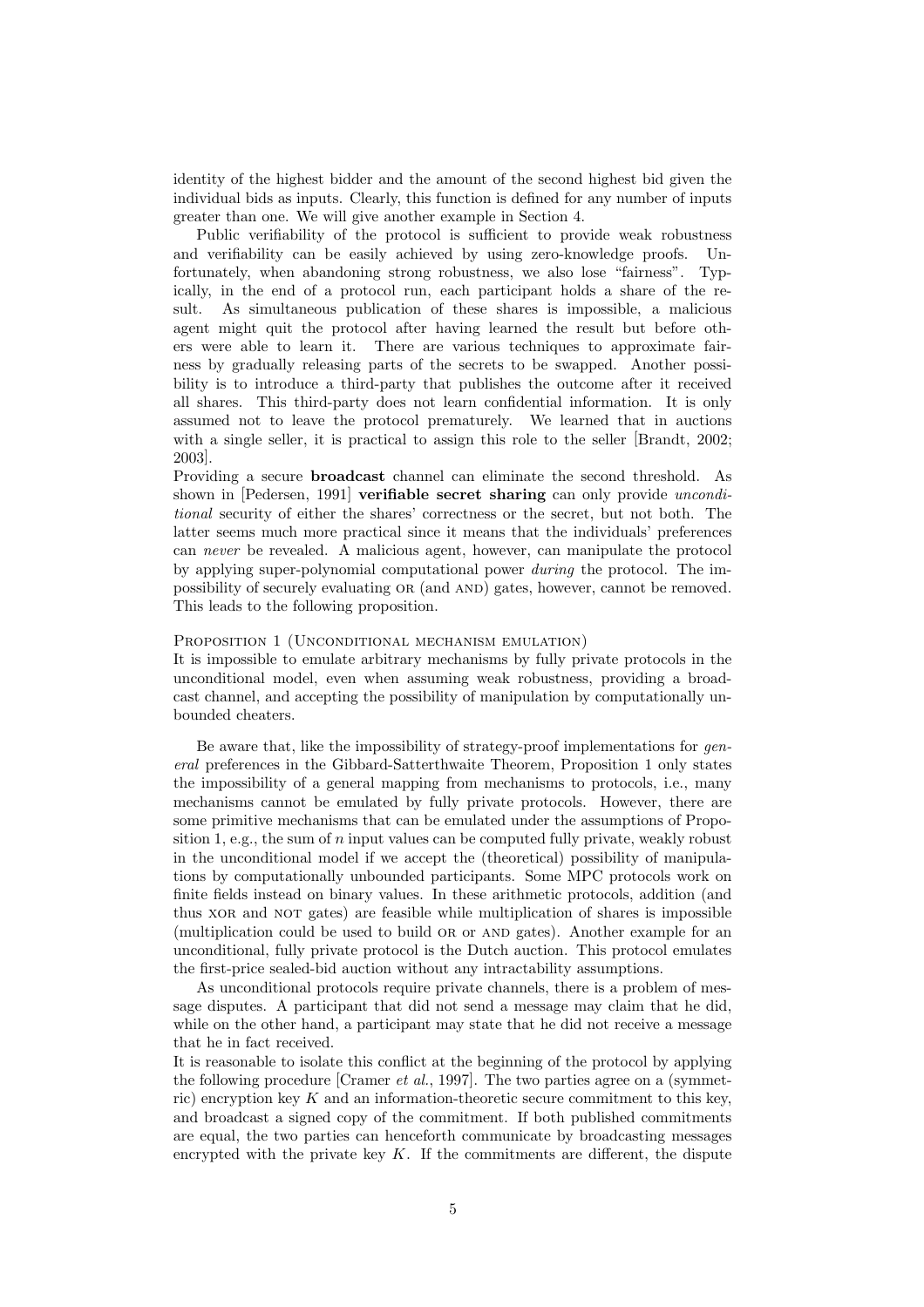identity of the highest bidder and the amount of the second highest bid given the individual bids as inputs. Clearly, this function is defined for any number of inputs greater than one. We will give another example in Section 4.

Public verifiability of the protocol is sufficient to provide weak robustness and verifiability can be easily achieved by using zero-knowledge proofs. Unfortunately, when abandoning strong robustness, we also lose "fairness". Typically, in the end of a protocol run, each participant holds a share of the result. As simultaneous publication of these shares is impossible, a malicious agent might quit the protocol after having learned the result but before others were able to learn it. There are various techniques to approximate fairness by gradually releasing parts of the secrets to be swapped. Another possibility is to introduce a third-party that publishes the outcome after it received all shares. This third-party does not learn confidential information. It is only assumed not to leave the protocol prematurely. We learned that in auctions with a single seller, it is practical to assign this role to the seller [Brandt, 2002; 2003].

Providing a secure **broadcast** channel can eliminate the second threshold. As shown in [Pedersen, 1991] **verifiable secret sharing** can only provide *unconditional* security of either the shares' correctness or the secret, but not both. The latter seems much more practical since it means that the individuals' preferences can *never* be revealed. A malicious agent, however, can manipulate the protocol by applying super-polynomial computational power *during* the protocol. The impossibility of securely evaluating OR (and AND) gates, however, cannot be removed. This leads to the following proposition.

PROPOSITION 1 (UNCONDITIONAL MECHANISM EMULATION)
It is impossible to emulate arbitrary mechanisms by fully private protocols in the unconditional model, even when assuming weak robustness, providing a broadcast channel, and accepting the possibility of manipulation by computationally unbounded cheaters.

Be aware that, like the impossibility of strategy-proof implementations for *general* preferences in the Gibbard-Satterthwaite Theorem, Proposition 1 only states the impossibility of a general mapping from mechanisms to protocols, i.e., many mechanisms cannot be emulated by fully private protocols. However, there are some primitive mechanisms that can be emulated under the assumptions of Proposition 1, e.g., the sum of $n$ input values can be computed fully private, weakly robust in the unconditional model if we accept the (theoretical) possibility of manipulations by computationally unbounded participants. Some MPC protocols work on finite fields instead on binary values. In these arithmetic protocols, addition (and thus XOR and NOT gates) are feasible while multiplication of shares is impossible (multiplication could be used to build OR or AND gates). Another example for an unconditional, fully private protocol is the Dutch auction. This protocol emulates the first-price sealed-bid auction without any intractability assumptions.

As unconditional protocols require private channels, there is a problem of message disputes. A participant that did not send a message may claim that he did, while on the other hand, a participant may state that he did not receive a message that he in fact received.

It is reasonable to isolate this conflict at the beginning of the protocol by applying the following procedure [Cramer *et al.*, 1997]. The two parties agree on a (symmetric) encryption key $K$ and an information-theoretic secure commitment to this key, and broadcast a signed copy of the commitment. If both published commitments are equal, the two parties can henceforth communicate by broadcasting messages encrypted with the private key $K$. If the commitments are different, the dispute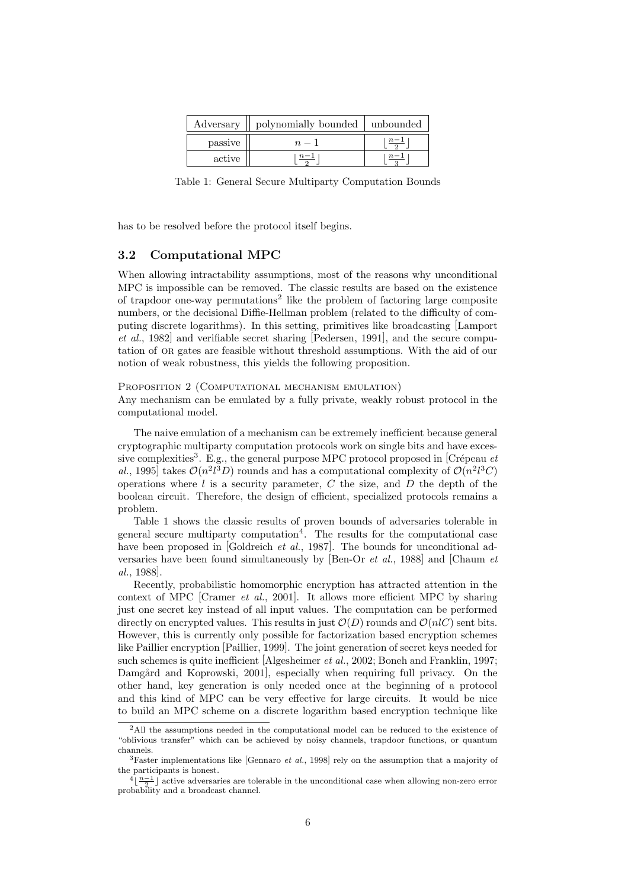| Adversary | polynomially bounded | unbounded |
|---|---|---|
| passive | $n-1$ | $\lfloor \frac{n-1}{2} \rfloor$ |
| active | $\lfloor \frac{n-1}{2} \rfloor$ | $\lfloor \frac{n-1}{3} \rfloor$ |

Table 1: General Secure Multiparty Computation Bounds

has to be resolved before the protocol itself begins.

### 3.2 Computational MPC

When allowing intractability assumptions, most of the reasons why unconditional MPC is impossible can be removed. The classic results are based on the existence of trapdoor one-way permutations[2] like the problem of factoring large composite numbers, or the decisional Diffie-Hellman problem (related to the difficulty of computing discrete logarithms). In this setting, primitives like broadcasting [Lamport *et al.*, 1982] and verifiable secret sharing [Pedersen, 1991], and the secure computation of OR gates are feasible without threshold assumptions. With the aid of our notion of weak robustness, this yields the following proposition.

PROPOSITION 2 (COMPUTATIONAL MECHANISM EMULATION)
Any mechanism can be emulated by a fully private, weakly robust protocol in the computational model.

The naive emulation of a mechanism can be extremely inefficient because general cryptographic multiparty computation protocols work on single bits and have excessive complexities[3]. E.g., the general purpose MPC protocol proposed in [Crépeau *et al.*, 1995] takes $\mathcal{O}(n^2 l^3 D)$ rounds and has a computational complexity of $\mathcal{O}(n^2 l^3 C)$ operations where $l$ is a security parameter, $C$ the size, and $D$ the depth of the boolean circuit. Therefore, the design of efficient, specialized protocols remains a problem.

Table 1 shows the classic results of proven bounds of adversaries tolerable in general secure multiparty computation[4]. The results for the computational case have been proposed in [Goldreich *et al.*, 1987]. The bounds for unconditional adversaries have been found simultaneously by [Ben-Or *et al.*, 1988] and [Chaum *et al.*, 1988].

Recently, probabilistic homomorphic encryption has attracted attention in the context of MPC [Cramer *et al.*, 2001]. It allows more efficient MPC by sharing just one secret key instead of all input values. The computation can be performed directly on encrypted values. This results in just $\mathcal{O}(D)$ rounds and $\mathcal{O}(nlC)$ sent bits. However, this is currently only possible for factorization based encryption schemes like Paillier encryption [Paillier, 1999]. The joint generation of secret keys needed for such schemes is quite inefficient [Algesheimer *et al.*, 2002; Boneh and Franklin, 1997; Damgård and Koprowski, 2001], especially when requiring full privacy. On the other hand, key generation is only needed once at the beginning of a protocol and this kind of MPC can be very effective for large circuits. It would be nice to build an MPC scheme on a discrete logarithm based encryption technique like

[2] All the assumptions needed in the computational model can be reduced to the existence of "oblivious transfer" which can be achieved by noisy channels, trapdoor functions, or quantum channels.

[3] Faster implementations like [Gennaro *et al.*, 1998] rely on the assumption that a majority of the participants is honest.

[4] $\lfloor \frac{n-1}{2} \rfloor$ active adversaries are tolerable in the unconditional case when allowing non-zero error probability and a broadcast channel.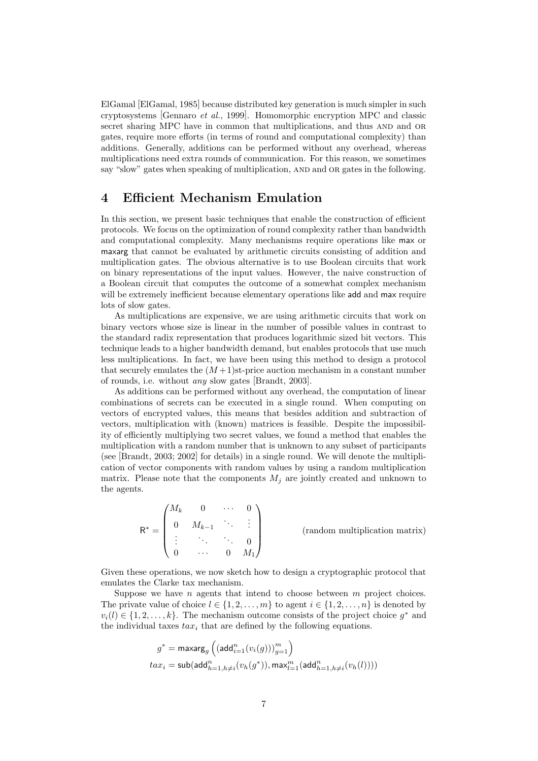ElGamal [ElGamal, 1985] because distributed key generation is much simpler in such cryptosystems [Gennaro *et al.*, 1999]. Homomorphic encryption MPC and classic secret sharing MPC have in common that multiplications, and thus AND and OR gates, require more efforts (in terms of round and computational complexity) than additions. Generally, additions can be performed without any overhead, whereas multiplications need extra rounds of communication. For this reason, we sometimes say "slow" gates when speaking of multiplication, AND and OR gates in the following.

## 4 Efficient Mechanism Emulation

In this section, we present basic techniques that enable the construction of efficient protocols. We focus on the optimization of round complexity rather than bandwidth and computational complexity. Many mechanisms require operations like max or maxarg that cannot be evaluated by arithmetic circuits consisting of addition and multiplication gates. The obvious alternative is to use Boolean circuits that work on binary representations of the input values. However, the naive construction of a Boolean circuit that computes the outcome of a somewhat complex mechanism will be extremely inefficient because elementary operations like add and max require lots of slow gates.

As multiplications are expensive, we are using arithmetic circuits that work on binary vectors whose size is linear in the number of possible values in contrast to the standard radix representation that produces logarithmic sized bit vectors. This technique leads to a higher bandwidth demand, but enables protocols that use much less multiplications. In fact, we have been using this method to design a protocol that securely emulates the $(M+1)$st-price auction mechanism in a constant number of rounds, i.e. without *any* slow gates [Brandt, 2003].

As additions can be performed without any overhead, the computation of linear combinations of secrets can be executed in a single round. When computing on vectors of encrypted values, this means that besides addition and subtraction of vectors, multiplication with (known) matrices is feasible. Despite the impossibility of efficiently multiplying two secret values, we found a method that enables the multiplication with a random number that is unknown to any subset of participants (see [Brandt, 2003; 2002] for details) in a single round. We will denote the multiplication of vector components with random values by using a random multiplication matrix. Please note that the components $M_j$ are jointly created and unknown to the agents.

$$\mathsf{R}^* = \begin{pmatrix} M_k & 0 & \cdots & 0 \\ 0 & M_{k-1} & \ddots & \vdots \\ \vdots & \ddots & \ddots & 0 \\ 0 & \cdots & 0 & M_1 \end{pmatrix} \qquad \text{(random multiplication matrix)}$$

Given these operations, we now sketch how to design a cryptographic protocol that emulates the Clarke tax mechanism.

Suppose we have $n$ agents that intend to choose between $m$ project choices. The private value of choice $l \in \{1, 2, \ldots, m\}$ to agent $i \in \{1, 2, \ldots, n\}$ is denoted by $v_i(l) \in \{1, 2, \ldots, k\}$. The mechanism outcome consists of the project choice $g^*$ and the individual taxes $tax_i$ that are defined by the following equations.

$$g^* = \mathsf{maxarg}_g \left( \left( \mathsf{add}_{i=1}^{n}(v_i(g)) \right)_{g=1}^{m} \right)$$

$$tax_i = \mathsf{sub}(\mathsf{add}_{h=1, h\neq i}^{n}(v_h(g^*)), \mathsf{max}_{l=1}^{m}(\mathsf{add}_{h=1, h\neq i}^{n}(v_h(l))))$$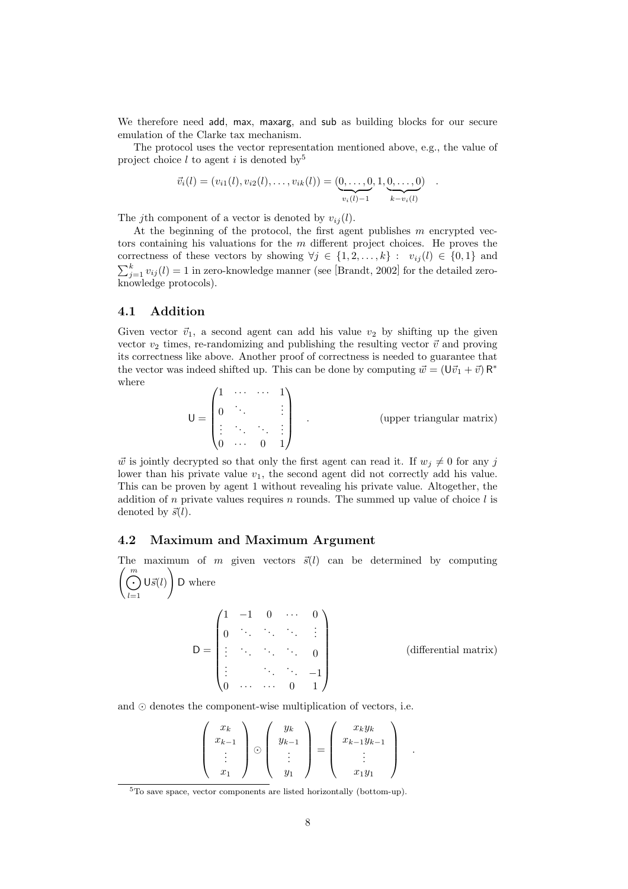We therefore need add, max, maxarg, and sub as building blocks for our secure emulation of the Clarke tax mechanism.

The protocol uses the vector representation mentioned above, e.g., the value of project choice $l$ to agent $i$ is denoted by[5]

$$\vec{v}_i(l) = (v_{i1}(l), v_{i2}(l), \ldots, v_{ik}(l)) = (\underbrace{0, \ldots, 0}_{v_i(l)-1}, 1, \underbrace{0, \ldots, 0}_{k-v_i(l)}) \quad .$$

The $j$th component of a vector is denoted by $v_{ij}(l)$.

At the beginning of the protocol, the first agent publishes $m$ encrypted vectors containing his valuations for the $m$ different project choices. He proves the correctness of these vectors by showing $\forall j \in \{1, 2, \ldots, k\} : \ v_{ij}(l) \in \{0, 1\}$ and $\sum_{j=1}^{k} v_{ij}(l) = 1$ in zero-knowledge manner (see [Brandt, 2002] for the detailed zero-knowledge protocols).

## 4.1 Addition

Given vector $\vec{v}_1$, a second agent can add his value $v_2$ by shifting up the given vector $v_2$ times, re-randomizing and publishing the resulting vector $\vec{v}$ and proving its correctness like above. Another proof of correctness is needed to guarantee that the vector was indeed shifted up. This can be done by computing $\vec{w} = (\mathsf{U}\vec{v}_1 + \vec{v})\,\mathsf{R}^*$ where

$$\mathsf{U} = \begin{pmatrix} 1 & \cdots & \cdots & 1 \\ 0 & \ddots & & \vdots \\ \vdots & \ddots & \ddots & \vdots \\ 0 & \cdots & 0 & 1 \end{pmatrix} \quad . \qquad \text{(upper triangular matrix)}$$

$\vec{w}$ is jointly decrypted so that only the first agent can read it. If $w_j \neq 0$ for any $j$ lower than his private value $v_1$, the second agent did not correctly add his value. This can be proven by agent 1 without revealing his private value. Altogether, the addition of $n$ private values requires $n$ rounds. The summed up value of choice $l$ is denoted by $\vec{s}(l)$.

## 4.2 Maximum and Maximum Argument

The maximum of $m$ given vectors $\vec{s}(l)$ can be determined by computing $\left(\bigodot_{l=1}^{m} \mathsf{U}\vec{s}(l)\right)\mathsf{D}$ where

$$\mathsf{D} = \begin{pmatrix} 1 & -1 & 0 & \cdots & 0 \\ 0 & \ddots & \ddots & \ddots & \vdots \\ \vdots & \ddots & \ddots & \ddots & 0 \\ \vdots & & \ddots & \ddots & -1 \\ 0 & \cdots & \cdots & 0 & 1 \end{pmatrix} \qquad \text{(differential matrix)}$$

and $\odot$ denotes the component-wise multiplication of vectors, i.e.

$$\begin{pmatrix} x_k \\ x_{k-1} \\ \vdots \\ x_1 \end{pmatrix} \odot \begin{pmatrix} y_k \\ y_{k-1} \\ \vdots \\ y_1 \end{pmatrix} = \begin{pmatrix} x_k y_k \\ x_{k-1} y_{k-1} \\ \vdots \\ x_1 y_1 \end{pmatrix} \quad .$$

[5] To save space, vector components are listed horizontally (bottom-up).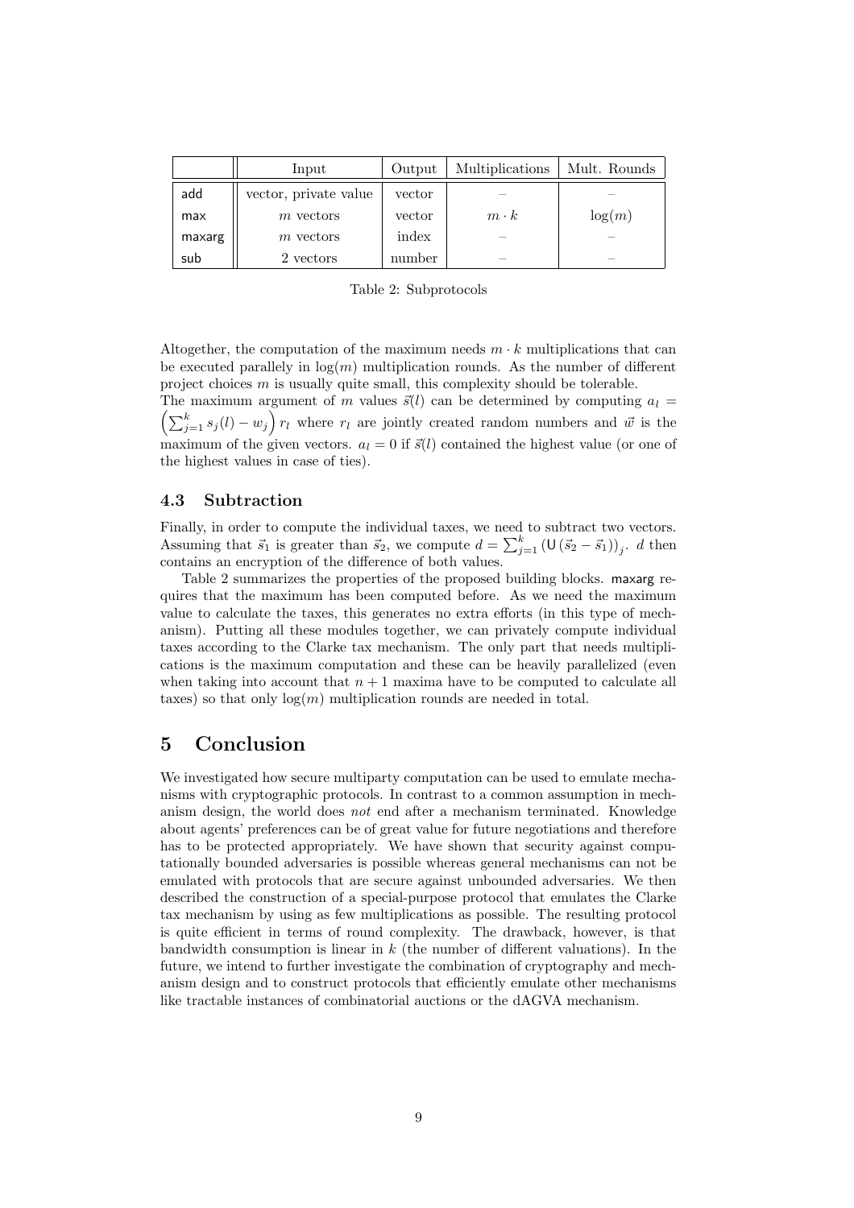|  | Input | Output | Multiplications | Mult. Rounds |
|---|---|---|---|---|
| add | vector, private value | vector | – | – |
| max | $m$ vectors | vector | $m \cdot k$ | $\log(m)$ |
| maxarg | $m$ vectors | index | – | – |
| sub | 2 vectors | number | – | – |

Table 2: Subprotocols

Altogether, the computation of the maximum needs $m \cdot k$ multiplications that can be executed parallely in $\log(m)$ multiplication rounds. As the number of different project choices $m$ is usually quite small, this complexity should be tolerable.
The maximum argument of $m$ values $\vec{s}(l)$ can be determined by computing $a_l = \left(\sum_{j=1}^{k} s_j(l) - w_j\right) r_l$ where $r_l$ are jointly created random numbers and $\vec{w}$ is the maximum of the given vectors. $a_l = 0$ if $\vec{s}(l)$ contained the highest value (or one of the highest values in case of ties).

### 4.3 Subtraction

Finally, in order to compute the individual taxes, we need to subtract two vectors. Assuming that $\vec{s}_1$ is greater than $\vec{s}_2$, we compute $d = \sum_{j=1}^{k} \left(\mathsf{U}\left(\vec{s}_2 - \vec{s}_1\right)\right)_j$. $d$ then contains an encryption of the difference of both values.

Table 2 summarizes the properties of the proposed building blocks. maxarg requires that the maximum has been computed before. As we need the maximum value to calculate the taxes, this generates no extra efforts (in this type of mechanism). Putting all these modules together, we can privately compute individual taxes according to the Clarke tax mechanism. The only part that needs multiplications is the maximum computation and these can be heavily parallelized (even when taking into account that $n + 1$ maxima have to be computed to calculate all taxes) so that only $\log(m)$ multiplication rounds are needed in total.

## 5 Conclusion

We investigated how secure multiparty computation can be used to emulate mechanisms with cryptographic protocols. In contrast to a common assumption in mechanism design, the world does *not* end after a mechanism terminated. Knowledge about agents' preferences can be of great value for future negotiations and therefore has to be protected appropriately. We have shown that security against computationally bounded adversaries is possible whereas general mechanisms can not be emulated with protocols that are secure against unbounded adversaries. We then described the construction of a special-purpose protocol that emulates the Clarke tax mechanism by using as few multiplications as possible. The resulting protocol is quite efficient in terms of round complexity. The drawback, however, is that bandwidth consumption is linear in $k$ (the number of different valuations). In the future, we intend to further investigate the combination of cryptography and mechanism design and to construct protocols that efficiently emulate other mechanisms like tractable instances of combinatorial auctions or the dAGVA mechanism.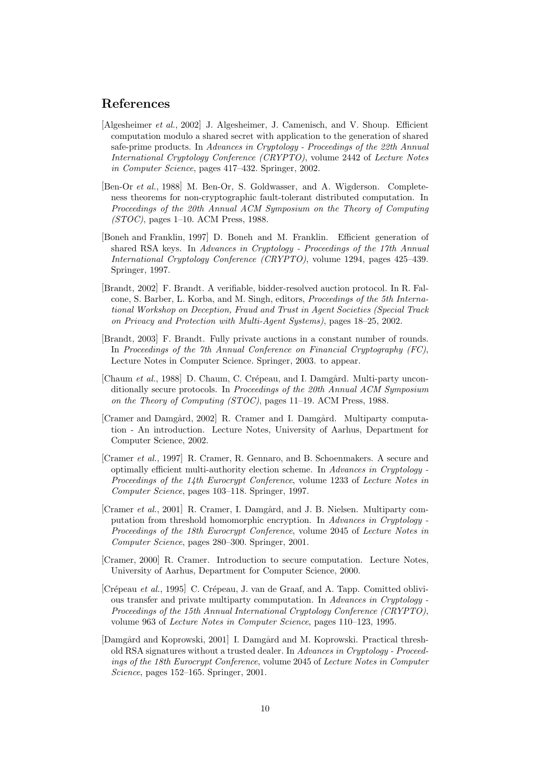## References

[Algesheimer *et al.*, 2002] J. Algesheimer, J. Camenisch, and V. Shoup. Efficient computation modulo a shared secret with application to the generation of shared safe-prime products. In *Advances in Cryptology - Proceedings of the 22th Annual International Cryptology Conference (CRYPTO)*, volume 2442 of *Lecture Notes in Computer Science*, pages 417–432. Springer, 2002.

[Ben-Or *et al.*, 1988] M. Ben-Or, S. Goldwasser, and A. Wigderson. Completeness theorems for non-cryptographic fault-tolerant distributed computation. In *Proceedings of the 20th Annual ACM Symposium on the Theory of Computing (STOC)*, pages 1–10. ACM Press, 1988.

[Boneh and Franklin, 1997] D. Boneh and M. Franklin. Efficient generation of shared RSA keys. In *Advances in Cryptology - Proceedings of the 17th Annual International Cryptology Conference (CRYPTO)*, volume 1294, pages 425–439. Springer, 1997.

[Brandt, 2002] F. Brandt. A verifiable, bidder-resolved auction protocol. In R. Falcone, S. Barber, L. Korba, and M. Singh, editors, *Proceedings of the 5th International Workshop on Deception, Fraud and Trust in Agent Societies (Special Track on Privacy and Protection with Multi-Agent Systems)*, pages 18–25, 2002.

[Brandt, 2003] F. Brandt. Fully private auctions in a constant number of rounds. In *Proceedings of the 7th Annual Conference on Financial Cryptography (FC)*, Lecture Notes in Computer Science. Springer, 2003. to appear.

[Chaum *et al.*, 1988] D. Chaum, C. Crépeau, and I. Damgård. Multi-party unconditionally secure protocols. In *Proceedings of the 20th Annual ACM Symposium on the Theory of Computing (STOC)*, pages 11–19. ACM Press, 1988.

[Cramer and Damgård, 2002] R. Cramer and I. Damgård. Multiparty computation - An introduction. Lecture Notes, University of Aarhus, Department for Computer Science, 2002.

[Cramer *et al.*, 1997] R. Cramer, R. Gennaro, and B. Schoenmakers. A secure and optimally efficient multi-authority election scheme. In *Advances in Cryptology - Proceedings of the 14th Eurocrypt Conference*, volume 1233 of *Lecture Notes in Computer Science*, pages 103–118. Springer, 1997.

[Cramer *et al.*, 2001] R. Cramer, I. Damgård, and J. B. Nielsen. Multiparty computation from threshold homomorphic encryption. In *Advances in Cryptology - Proceedings of the 18th Eurocrypt Conference*, volume 2045 of *Lecture Notes in Computer Science*, pages 280–300. Springer, 2001.

[Cramer, 2000] R. Cramer. Introduction to secure computation. Lecture Notes, University of Aarhus, Department for Computer Science, 2000.

[Crépeau *et al.*, 1995] C. Crépeau, J. van de Graaf, and A. Tapp. Comitted oblivious transfer and private multiparty commputation. In *Advances in Cryptology - Proceedings of the 15th Annual International Cryptology Conference (CRYPTO)*, volume 963 of *Lecture Notes in Computer Science*, pages 110–123, 1995.

[Damgård and Koprowski, 2001] I. Damgård and M. Koprowski. Practical threshold RSA signatures without a trusted dealer. In *Advances in Cryptology - Proceedings of the 18th Eurocrypt Conference*, volume 2045 of *Lecture Notes in Computer Science*, pages 152–165. Springer, 2001.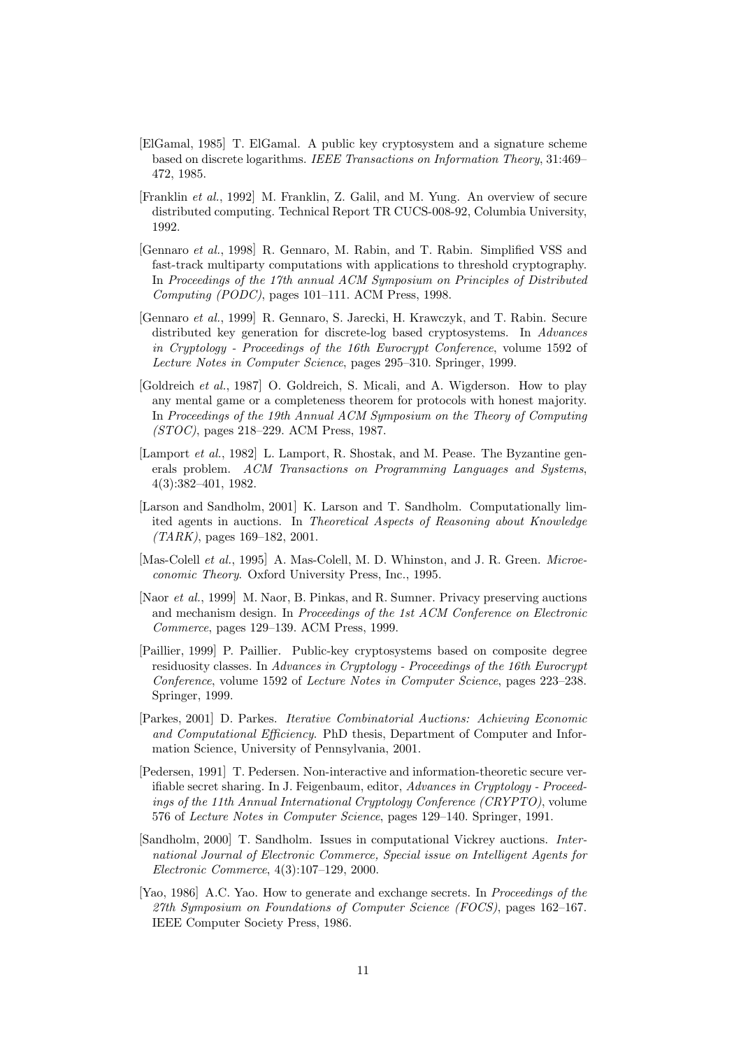[ElGamal, 1985] T. ElGamal. A public key cryptosystem and a signature scheme based on discrete logarithms. *IEEE Transactions on Information Theory*, 31:469–472, 1985.

[Franklin *et al.*, 1992] M. Franklin, Z. Galil, and M. Yung. An overview of secure distributed computing. Technical Report TR CUCS-008-92, Columbia University, 1992.

[Gennaro *et al.*, 1998] R. Gennaro, M. Rabin, and T. Rabin. Simplified VSS and fast-track multiparty computations with applications to threshold cryptography. In *Proceedings of the 17th annual ACM Symposium on Principles of Distributed Computing (PODC)*, pages 101–111. ACM Press, 1998.

[Gennaro *et al.*, 1999] R. Gennaro, S. Jarecki, H. Krawczyk, and T. Rabin. Secure distributed key generation for discrete-log based cryptosystems. In *Advances in Cryptology - Proceedings of the 16th Eurocrypt Conference*, volume 1592 of *Lecture Notes in Computer Science*, pages 295–310. Springer, 1999.

[Goldreich *et al.*, 1987] O. Goldreich, S. Micali, and A. Wigderson. How to play any mental game or a completeness theorem for protocols with honest majority. In *Proceedings of the 19th Annual ACM Symposium on the Theory of Computing (STOC)*, pages 218–229. ACM Press, 1987.

[Lamport *et al.*, 1982] L. Lamport, R. Shostak, and M. Pease. The Byzantine generals problem. *ACM Transactions on Programming Languages and Systems*, 4(3):382–401, 1982.

[Larson and Sandholm, 2001] K. Larson and T. Sandholm. Computationally limited agents in auctions. In *Theoretical Aspects of Reasoning about Knowledge (TARK)*, pages 169–182, 2001.

[Mas-Colell *et al.*, 1995] A. Mas-Colell, M. D. Whinston, and J. R. Green. *Microeconomic Theory*. Oxford University Press, Inc., 1995.

[Naor *et al.*, 1999] M. Naor, B. Pinkas, and R. Sumner. Privacy preserving auctions and mechanism design. In *Proceedings of the 1st ACM Conference on Electronic Commerce*, pages 129–139. ACM Press, 1999.

[Paillier, 1999] P. Paillier. Public-key cryptosystems based on composite degree residuosity classes. In *Advances in Cryptology - Proceedings of the 16th Eurocrypt Conference*, volume 1592 of *Lecture Notes in Computer Science*, pages 223–238. Springer, 1999.

[Parkes, 2001] D. Parkes. *Iterative Combinatorial Auctions: Achieving Economic and Computational Efficiency*. PhD thesis, Department of Computer and Information Science, University of Pennsylvania, 2001.

[Pedersen, 1991] T. Pedersen. Non-interactive and information-theoretic secure verifiable secret sharing. In J. Feigenbaum, editor, *Advances in Cryptology - Proceedings of the 11th Annual International Cryptology Conference (CRYPTO)*, volume 576 of *Lecture Notes in Computer Science*, pages 129–140. Springer, 1991.

[Sandholm, 2000] T. Sandholm. Issues in computational Vickrey auctions. *International Journal of Electronic Commerce, Special issue on Intelligent Agents for Electronic Commerce*, 4(3):107–129, 2000.

[Yao, 1986] A.C. Yao. How to generate and exchange secrets. In *Proceedings of the 27th Symposium on Foundations of Computer Science (FOCS)*, pages 162–167. IEEE Computer Society Press, 1986.